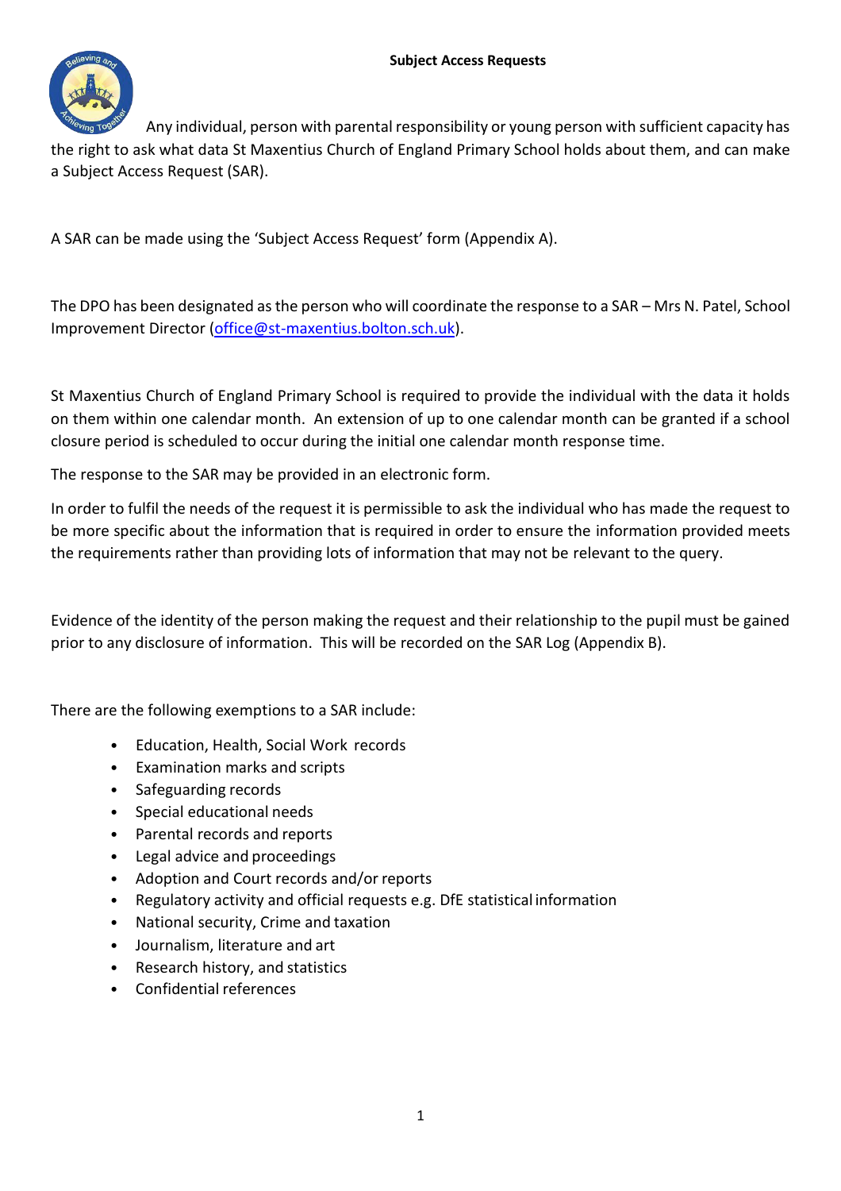**Subject Access Requests**

Any individual, person with parental responsibility or young person with sufficient capacity has the right to ask what data St Maxentius Church of England Primary School holds about them, and can make a Subject Access Request (SAR).

A SAR can be made using the 'Subject Access Request' form (Appendix A).

The DPO has been designated as the person who will coordinate the response to a SAR – Mrs N. Patel, School Improvement Director (office@st-maxentius.bolton.sch.uk).

St Maxentius Church of England Primary School is required to provide the individual with the data it holds on them within one calendar month. An extension of up to one calendar month can be granted if a school closure period is scheduled to occur during the initial one calendar month response time.

The response to the SAR may be provided in an electronic form.

In order to fulfil the needs of the request it is permissible to ask the individual who has made the request to be more specific about the information that is required in order to ensure the information provided meets the requirements rather than providing lots of information that may not be relevant to the query.

Evidence of the identity of the person making the request and their relationship to the pupil must be gained prior to any disclosure of information. This will be recorded on the SAR Log (Appendix B).

There are the following exemptions to a SAR include:

- Education, Health, Social Work records
- Examination marks and scripts
- Safeguarding records
- Special educational needs
- Parental records and reports
- Legal advice and proceedings
- Adoption and Court records and/or reports
- Regulatory activity and official requests e.g. DfE statistical information
- National security, Crime and taxation
- Journalism, literature and art
- Research history, and statistics
- Confidential references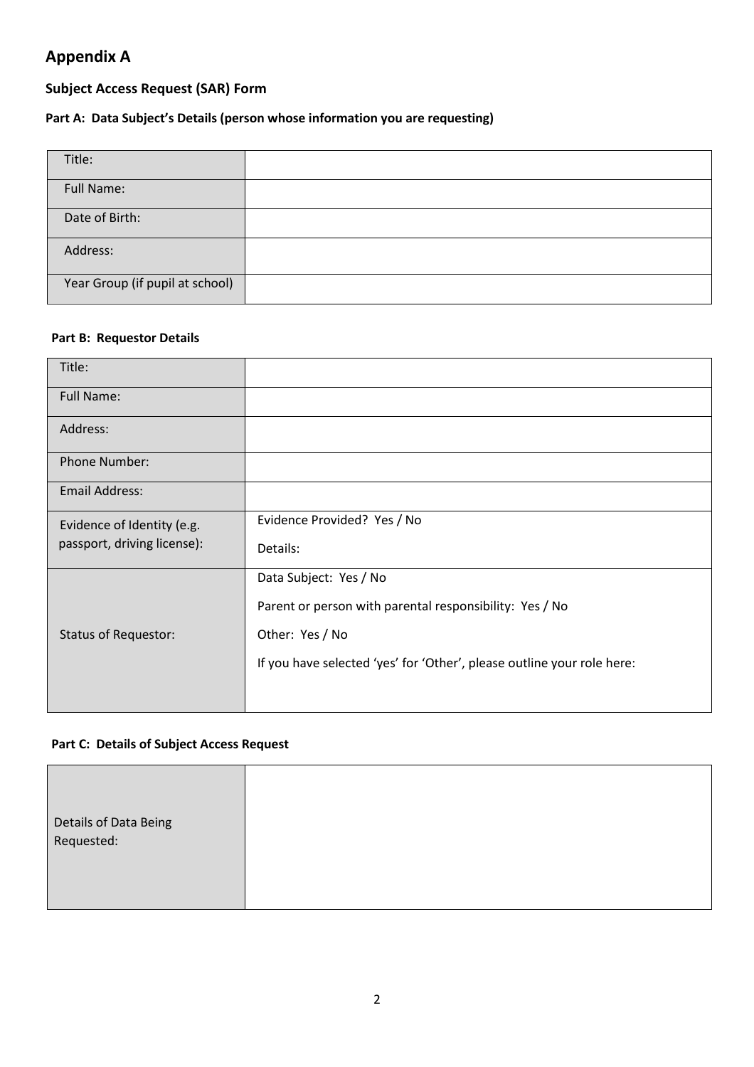## Appendix A

### Subject Access Request (SAR) Form

#### Part A: Data Subject's Details (person whose information you are requesting)

| | |
|---|---|
| Title: | |
| Full Name: | |
| Date of Birth: | |
| Address: | |
| Year Group (if pupil at school) | |

#### Part B: Requestor Details

| | |
|---|---|
| Title: | |
| Full Name: | |
| Address: | |
| Phone Number: | |
| Email Address: | |
| Evidence of Identity (e.g. passport, driving license): | Evidence Provided? Yes / No<br>Details: |
| Status of Requestor: | Data Subject: Yes / No<br>Parent or person with parental responsibility: Yes / No<br>Other: Yes / No<br>If you have selected 'yes' for 'Other', please outline your role here: |

#### Part C: Details of Subject Access Request

| | |
|---|---|
| Details of Data Being Requested: | |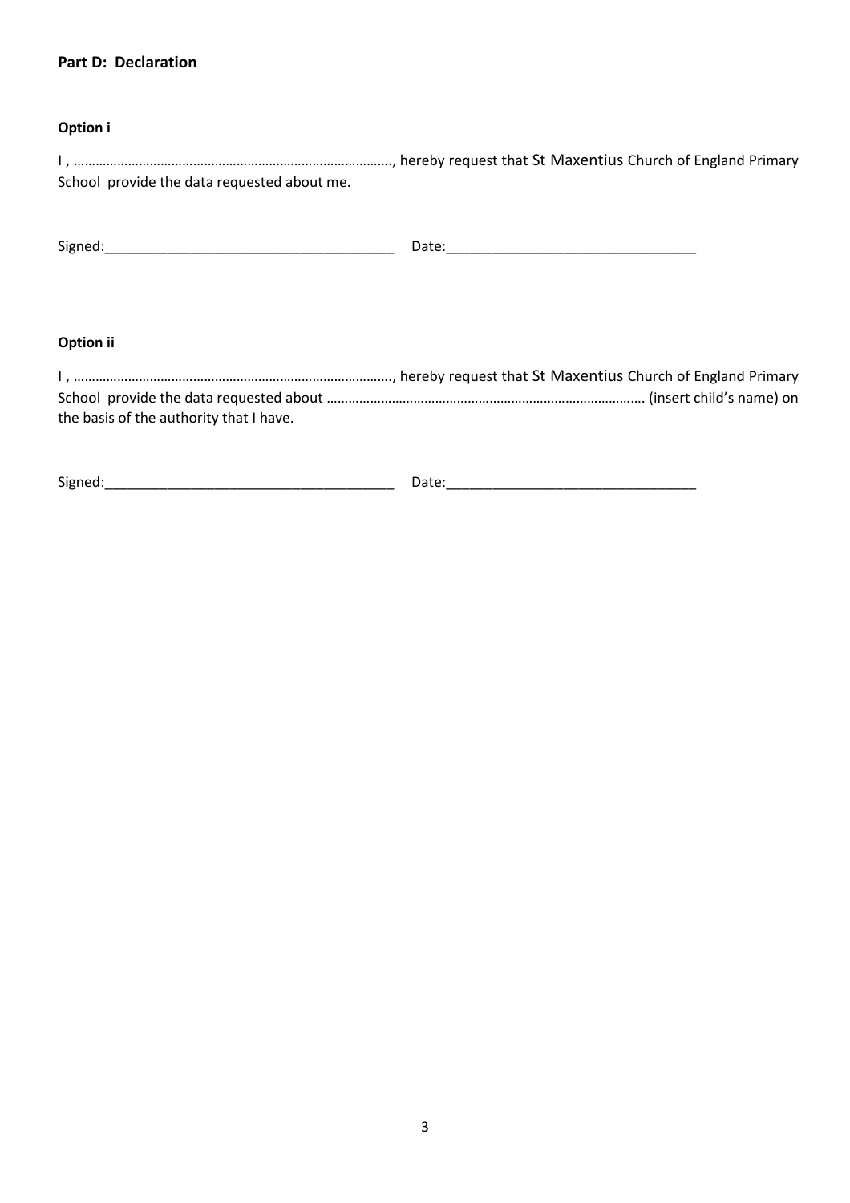**Part D: Declaration**

**Option i**

I , ………………………………………………………………………….., hereby request that St Maxentius Church of England Primary School provide the data requested about me.

Signed:_____________________________________ Date:________________________________

**Option ii**

I , ………………………………………………………………………….., hereby request that St Maxentius Church of England Primary School provide the data requested about …………………………………………………………………………. (insert child's name) on the basis of the authority that I have.

Signed:_____________________________________ Date:________________________________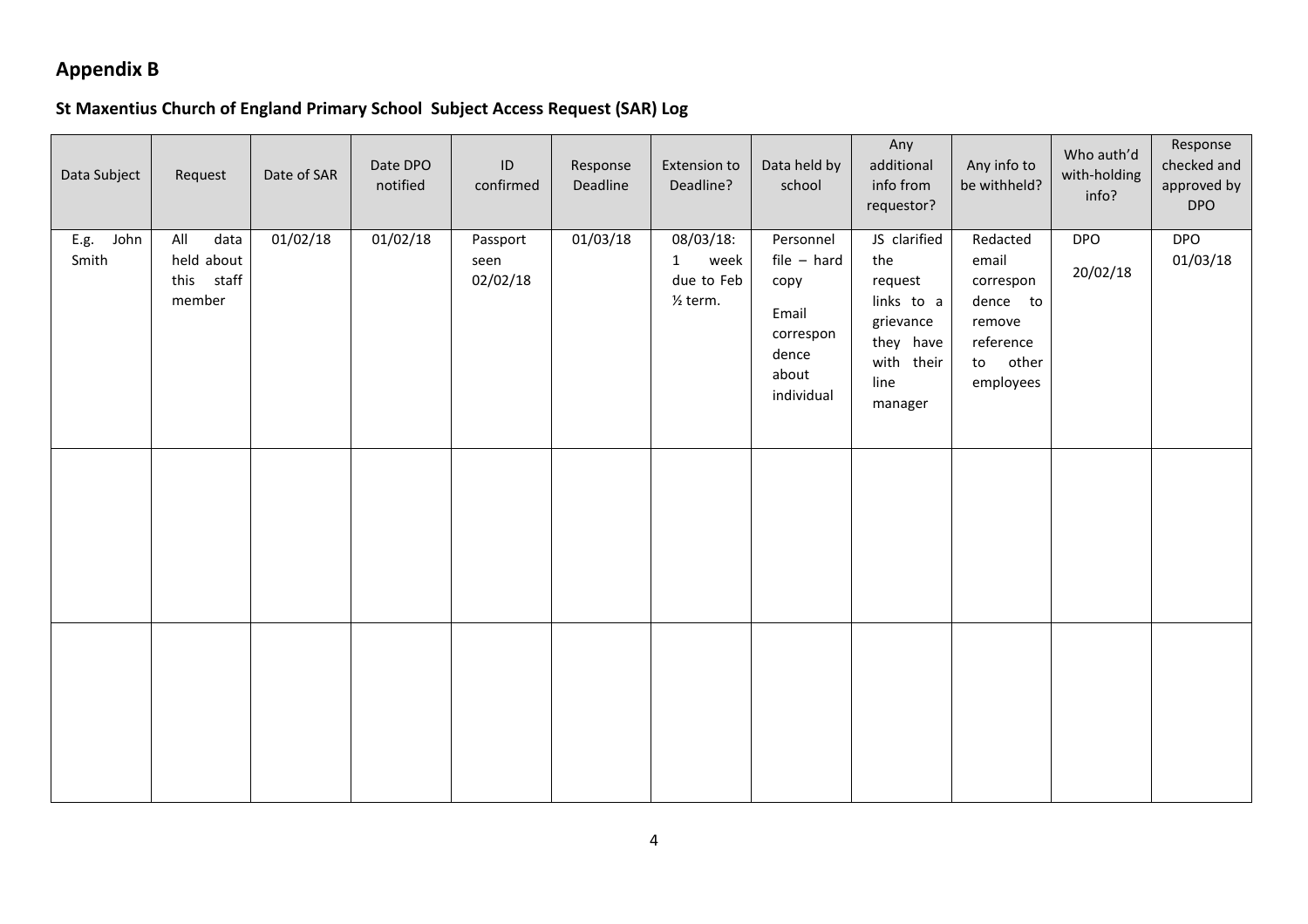## Appendix B

**St Maxentius Church of England Primary School Subject Access Request (SAR) Log**

| Data Subject | Request | Date of SAR | Date DPO notified | ID confirmed | Response Deadline | Extension to Deadline? | Data held by school | Any additional info from requestor? | Any info to be withheld? | Who auth'd with-holding info? | Response checked and approved by DPO |
|---|---|---|---|---|---|---|---|---|---|---|---|
| E.g. John Smith | All data held about this staff member | 01/02/18 | 01/02/18 | Passport seen 02/02/18 | 01/03/18 | 08/03/18: 1 week due to Feb ½ term. | Personnel file – hard copy<br>Email correspondence about individual | JS clarified the request links to a grievance they have with their line manager | Redacted email correspondence to remove reference to other employees | DPO<br>20/02/18 | DPO 01/03/18 |
| | | | | | | | | | | | |
| | | | | | | | | | | | |